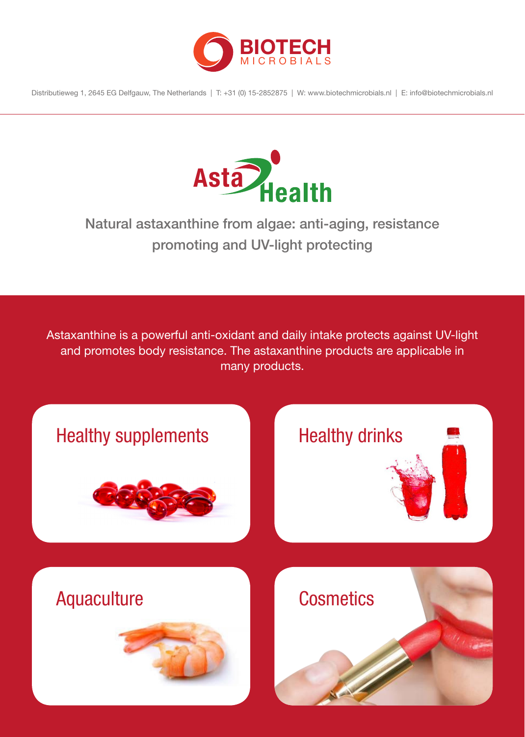BIOTECH MICROBIALS

Distributieweg 1, 2645 EG Delfgauw, The Netherlands | T: +31 (0) 15-2852875 | W: www.biotechmicrobials.nl | E: info@biotechmicrobials.nl

# AstaHealth

## Natural astaxanthine from algae: anti-aging, resistance promoting and UV-light protecting

Astaxanthine is a powerful anti-oxidant and daily intake protects against UV-light and promotes body resistance. The astaxanthine products are applicable in many products.

### Healthy supplements

### Healthy drinks

### Aquaculture

### Cosmetics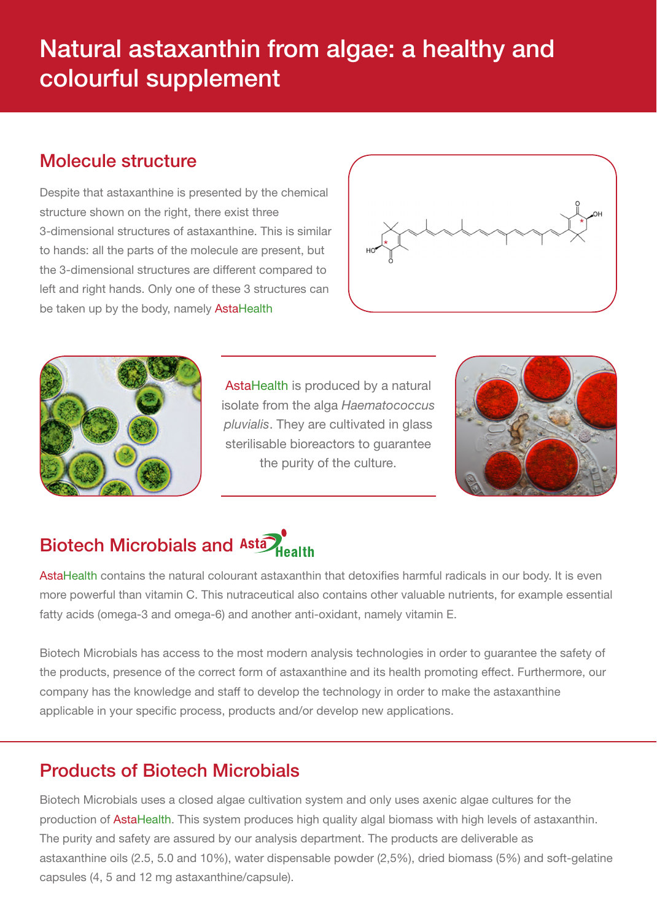# Natural astaxanthin from algae: a healthy and colourful supplement

## Molecule structure

Despite that astaxanthine is presented by the chemical structure shown on the right, there exist three 3-dimensional structures of astaxanthine. This is similar to hands: all the parts of the molecule are present, but the 3-dimensional structures are different compared to left and right hands. Only one of these 3 structures can be taken up by the body, namely AstaHealth

AstaHealth is produced by a natural isolate from the alga *Haematococcus pluvialis*. They are cultivated in glass sterilisable bioreactors to guarantee the purity of the culture.

## Biotech Microbials and AstaHealth

AstaHealth contains the natural colourant astaxanthin that detoxifies harmful radicals in our body. It is even more powerful than vitamin C. This nutraceutical also contains other valuable nutrients, for example essential fatty acids (omega-3 and omega-6) and another anti-oxidant, namely vitamin E.

Biotech Microbials has access to the most modern analysis technologies in order to guarantee the safety of the products, presence of the correct form of astaxanthine and its health promoting effect. Furthermore, our company has the knowledge and staff to develop the technology in order to make the astaxanthine applicable in your specific process, products and/or develop new applications.

## Products of Biotech Microbials

Biotech Microbials uses a closed algae cultivation system and only uses axenic algae cultures for the production of AstaHealth. This system produces high quality algal biomass with high levels of astaxanthin. The purity and safety are assured by our analysis department. The products are deliverable as astaxanthine oils (2.5, 5.0 and 10%), water dispensable powder (2,5%), dried biomass (5%) and soft-gelatine capsules (4, 5 and 12 mg astaxanthine/capsule).